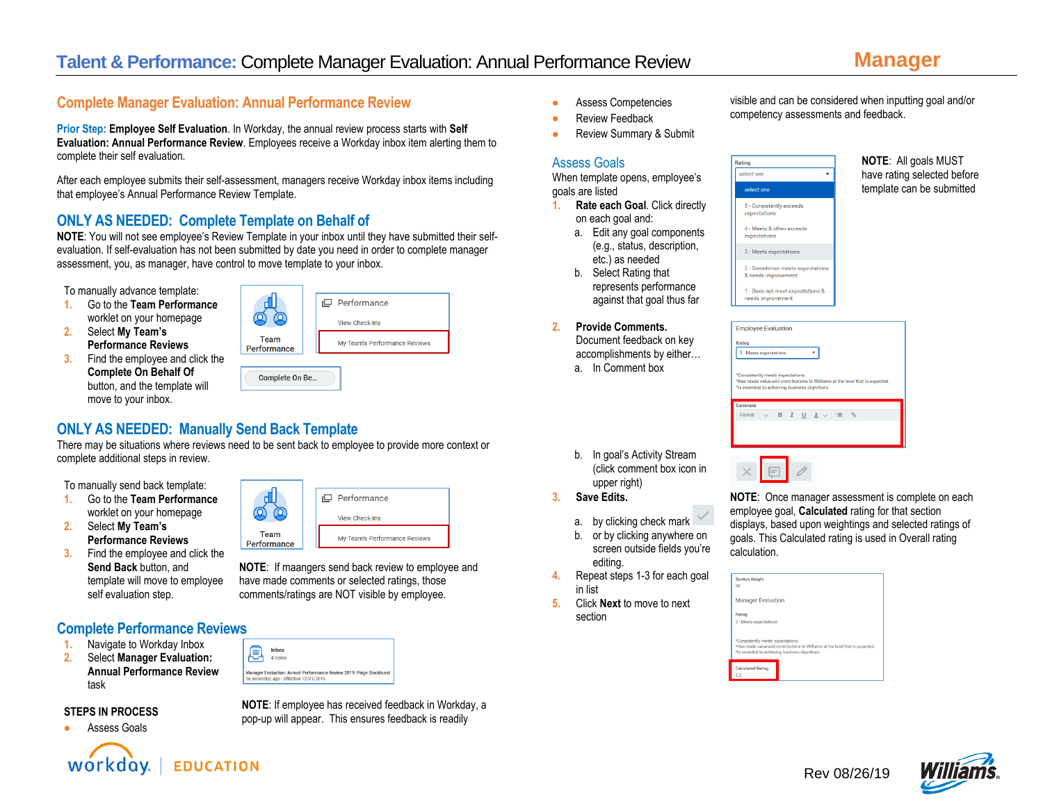# Talent & Performance: Complete Manager Evaluation: Annual Performance Review

**Manager**

## Complete Manager Evaluation: Annual Performance Review

**Prior Step: Employee Self Evaluation**. In Workday, the annual review process starts with **Self Evaluation: Annual Performance Review**. Employees receive a Workday inbox item alerting them to complete their self evaluation.

After each employee submits their self-assessment, managers receive Workday inbox items including that employee's Annual Performance Review Template.

## ONLY AS NEEDED: Complete Template on Behalf of

**NOTE**: You will not see employee's Review Template in your inbox until they have submitted their self-evaluation. If self-evaluation has not been submitted by date you need in order to complete manager assessment, you, as manager, have control to move template to your inbox.

To manually advance template:

1. Go to the **Team Performance** worklet on your homepage
2. Select **My Team's Performance Reviews**
3. Find the employee and click the **Complete On Behalf Of** button, and the template will move to your inbox.

## ONLY AS NEEDED: Manually Send Back Template

There may be situations where reviews need to be sent back to employee to provide more context or complete additional steps in review.

To manually send back template:

1. Go to the **Team Performance** worklet on your homepage
2. Select **My Team's Performance Reviews**
3. Find the employee and click the **Send Back** button, and template will move to employee self evaluation step.

**NOTE**: If maangers send back review to employee and have made comments or selected ratings, those comments/ratings are NOT visible by employee.

## Complete Performance Reviews

1. Navigate to Workday Inbox
2. Select **Manager Evaluation: Annual Performance Review** task

**NOTE**: If employee has received feedback in Workday, a pop-up will appear. This ensures feedback is readily visible and can be considered when inputting goal and/or competency assessments and feedback.

**STEPS IN PROCESS**

- Assess Goals
- Assess Competencies
- Review Feedback
- Review Summary & Submit

## Assess Goals

When template opens, employee's goals are listed

1. **Rate each Goal**. Click directly on each goal and:
   a. Edit any goal components (e.g., status, description, etc.) as needed
   b. Select Rating that represents performance against that goal thus far
2. **Provide Comments.** Document feedback on key accomplishments by either…
   a. In Comment box
   b. In goal's Activity Stream (click comment box icon in upper right)
3. **Save Edits.**
   a. by clicking check mark
   b. or by clicking anywhere on screen outside fields you're editing.
4. Repeat steps 1-3 for each goal in list
5. Click **Next** to move to next section

**NOTE**: All goals MUST have rating selected before template can be submitted

**NOTE**: Once manager assessment is complete on each employee goal, **Calculated** rating for that section displays, based upon weightings and selected ratings of goals. This Calculated rating is used in Overall rating calculation.

Rev 08/26/19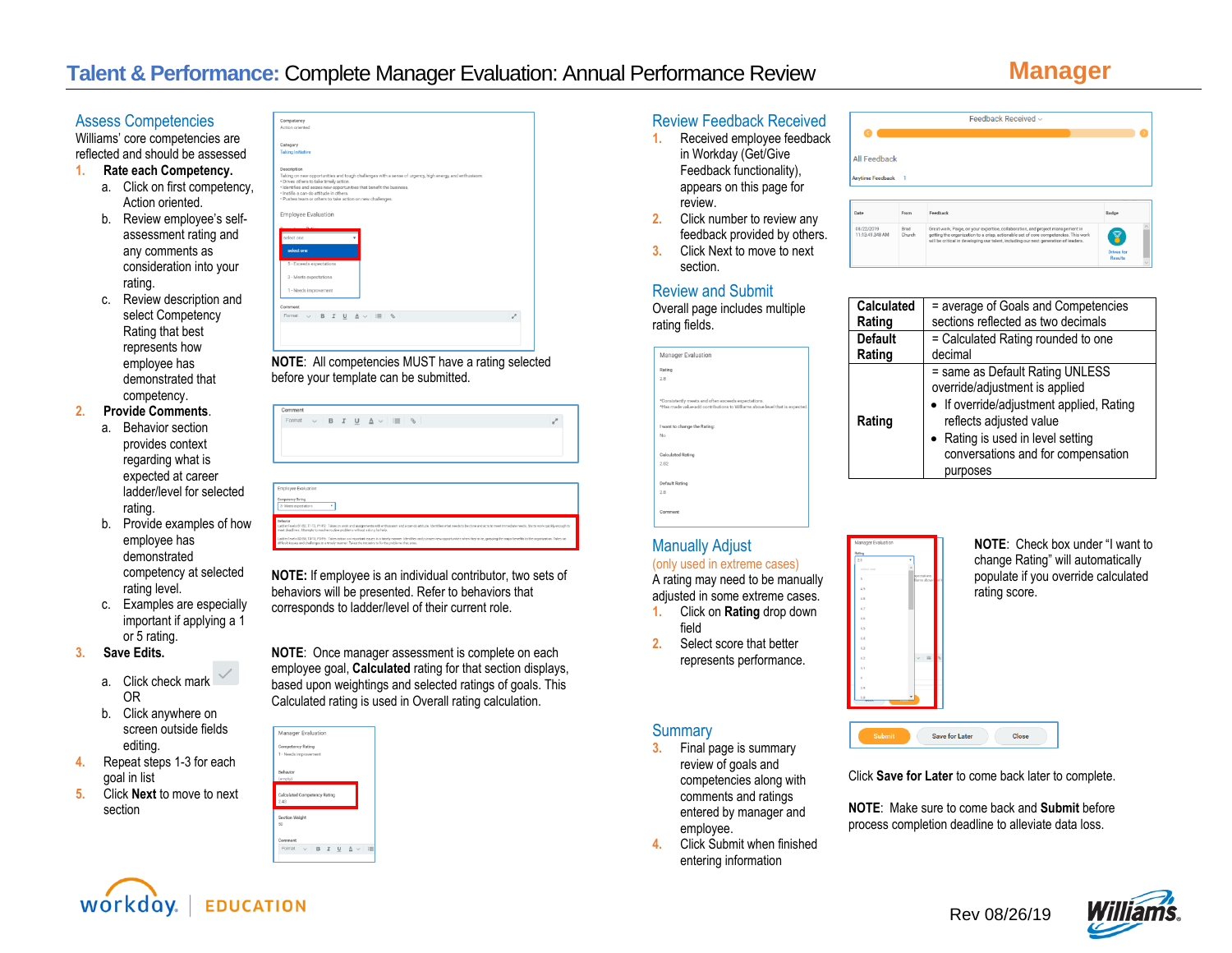# Talent & Performance: Complete Manager Evaluation: Annual Performance Review

**Manager**

## Assess Competencies

Williams' core competencies are reflected and should be assessed

1. **Rate each Competency.**
   a. Click on first competency, Action oriented.
   b. Review employee's self-assessment rating and any comments as consideration into your rating.
   c. Review description and select Competency Rating that best represents how employee has demonstrated that competency.
2. **Provide Comments**.
   a. Behavior section provides context regarding what is expected at career ladder/level for selected rating.
   b. Provide examples of how employee has demonstrated competency at selected rating level.
   c. Examples are especially important if applying a 1 or 5 rating.
3. **Save Edits.**
   a. Click check mark OR
   b. Click anywhere on screen outside fields editing.
4. Repeat steps 1-3 for each goal in list
5. Click **Next** to move to next section

**NOTE**: All competencies MUST have a rating selected before your template can be submitted.

**NOTE:** If employee is an individual contributor, two sets of behaviors will be presented. Refer to behaviors that corresponds to ladder/level of their current role.

**NOTE**: Once manager assessment is complete on each employee goal, **Calculated** rating for that section displays, based upon weightings and selected ratings of goals. This Calculated rating is used in Overall rating calculation.

## Review Feedback Received

1. Received employee feedback in Workday (Get/Give Feedback functionality), appears on this page for review.
2. Click number to review any feedback provided by others.
3. Click Next to move to next section.

## Review and Submit

Overall page includes multiple rating fields.

| | |
|---|---|
| **Calculated Rating** | = average of Goals and Competencies sections reflected as two decimals |
| **Default Rating** | = Calculated Rating rounded to one decimal |
| **Rating** | = same as Default Rating UNLESS override/adjustment is applied<br>• If override/adjustment applied, Rating reflects adjusted value<br>• Rating is used in level setting conversations and for compensation purposes |

## Manually Adjust

(only used in extreme cases)

A rating may need to be manually adjusted in some extreme cases.

1. Click on **Rating** drop down field
2. Select score that better represents performance.

**NOTE**: Check box under "I want to change Rating" will automatically populate if you override calculated rating score.

## Summary

3. Final page is summary review of goals and competencies along with comments and ratings entered by manager and employee.
4. Click Submit when finished entering information

Click **Save for Later** to come back later to complete.

**NOTE**: Make sure to come back and **Submit** before process completion deadline to alleviate data loss.

Rev 08/26/19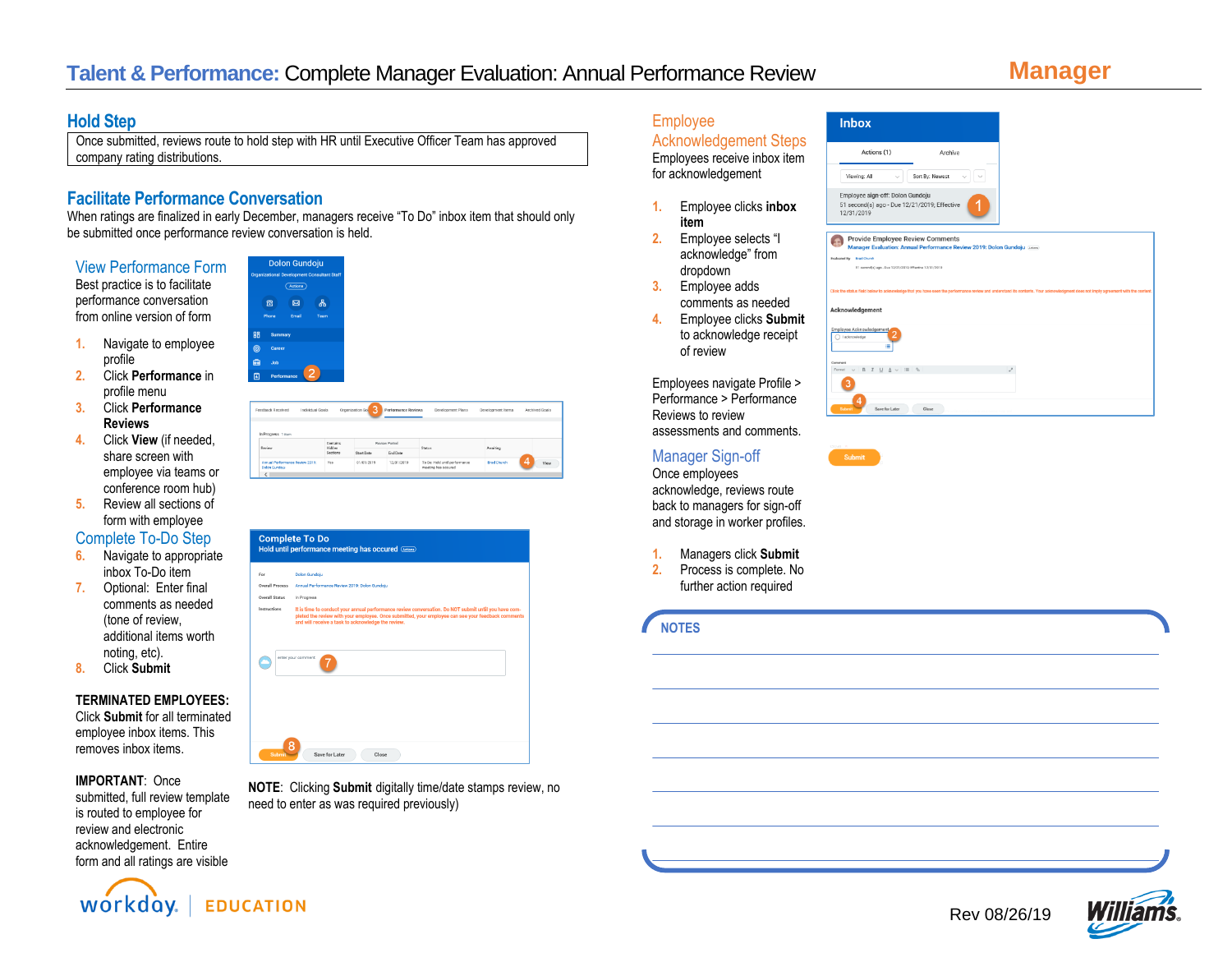# Talent & Performance: Complete Manager Evaluation: Annual Performance Review

**Manager**

## Hold Step

Once submitted, reviews route to hold step with HR until Executive Officer Team has approved company rating distributions.

## Facilitate Performance Conversation

When ratings are finalized in early December, managers receive "To Do" inbox item that should only be submitted once performance review conversation is held.

### View Performance Form

Best practice is to facilitate performance conversation from online version of form

1. Navigate to employee profile
2. Click **Performance** in profile menu
3. Click **Performance Reviews**
4. Click **View** (if needed, share screen with employee via teams or conference room hub)
5. Review all sections of form with employee

### Complete To-Do Step

6. Navigate to appropriate inbox To-Do item
7. Optional: Enter final comments as needed (tone of review, additional items worth noting, etc).
8. Click **Submit**

**TERMINATED EMPLOYEES:** Click **Submit** for all terminated employee inbox items. This removes inbox items.

**IMPORTANT**: Once submitted, full review template is routed to employee for review and electronic acknowledgement. Entire form and all ratings are visible

**NOTE**: Clicking **Submit** digitally time/date stamps review, no need to enter as was required previously)

### Employee Acknowledgement Steps

Employees receive inbox item for acknowledgement

1. Employee clicks **inbox item**
2. Employee selects "I acknowledge" from dropdown
3. Employee adds comments as needed
4. Employee clicks **Submit** to acknowledge receipt of review

Employees navigate Profile > Performance > Performance Reviews to review assessments and comments.

### Manager Sign-off

Once employees acknowledge, reviews route back to managers for sign-off and storage in worker profiles.

1. Managers click **Submit**
2. Process is complete. No further action required

**NOTES**

Rev 08/26/19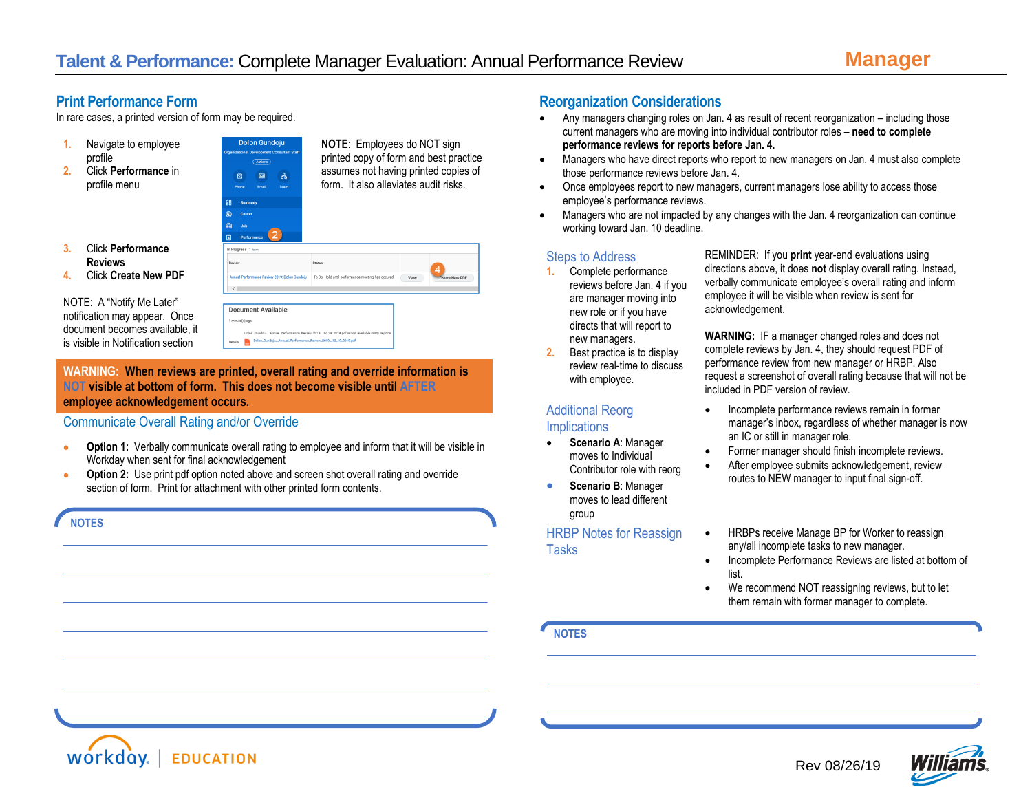# **Talent & Performance:** Complete Manager Evaluation: Annual Performance Review

**Manager**

## Print Performance Form

In rare cases, a printed version of form may be required.

1. Navigate to employee profile
2. Click **Performance** in profile menu

**NOTE**: Employees do NOT sign printed copy of form and best practice assumes not having printed copies of form. It also alleviates audit risks.

3. Click **Performance Reviews**
4. Click **Create New PDF**

NOTE: A "Notify Me Later" notification may appear. Once document becomes available, it is visible in Notification section

**WARNING: When reviews are printed, overall rating and override information is NOT visible at bottom of form. This does not become visible until AFTER employee acknowledgement occurs.**

### Communicate Overall Rating and/or Override

- **Option 1:** Verbally communicate overall rating to employee and inform that it will be visible in Workday when sent for final acknowledgement
- **Option 2:** Use print pdf option noted above and screen shot overall rating and override section of form. Print for attachment with other printed form contents.

**NOTES**

## Reorganization Considerations

- Any managers changing roles on Jan. 4 as result of recent reorganization – including those current managers who are moving into individual contributor roles – **need to complete performance reviews for reports before Jan. 4.**
- Managers who have direct reports who report to new managers on Jan. 4 must also complete those performance reviews before Jan. 4.
- Once employees report to new managers, current managers lose ability to access those employee's performance reviews.
- Managers who are not impacted by any changes with the Jan. 4 reorganization can continue working toward Jan. 10 deadline.

### Steps to Address

1. Complete performance reviews before Jan. 4 if you are manager moving into new role or if you have directs that will report to new managers.
2. Best practice is to display review real-time to discuss with employee.

REMINDER: If you **print** year-end evaluations using directions above, it does **not** display overall rating. Instead, verbally communicate employee's overall rating and inform employee it will be visible when review is sent for acknowledgement.

**WARNING:** IF a manager changed roles and does not complete reviews by Jan. 4, they should request PDF of performance review from new manager or HRBP. Also request a screenshot of overall rating because that will not be included in PDF version of review.

### Additional Reorg Implications

- **Scenario A**: Manager moves to Individual Contributor role with reorg
- **Scenario B**: Manager moves to lead different group

- Incomplete performance reviews remain in former manager's inbox, regardless of whether manager is now an IC or still in manager role.
- Former manager should finish incomplete reviews.
- After employee submits acknowledgement, review routes to NEW manager to input final sign-off.

### HRBP Notes for Reassign Tasks

- HRBPs receive Manage BP for Worker to reassign any/all incomplete tasks to new manager.
- Incomplete Performance Reviews are listed at bottom of list.
- We recommend NOT reassigning reviews, but to let them remain with former manager to complete.

**NOTES**

workday. | EDUCATION

Rev 08/26/19

Williams.